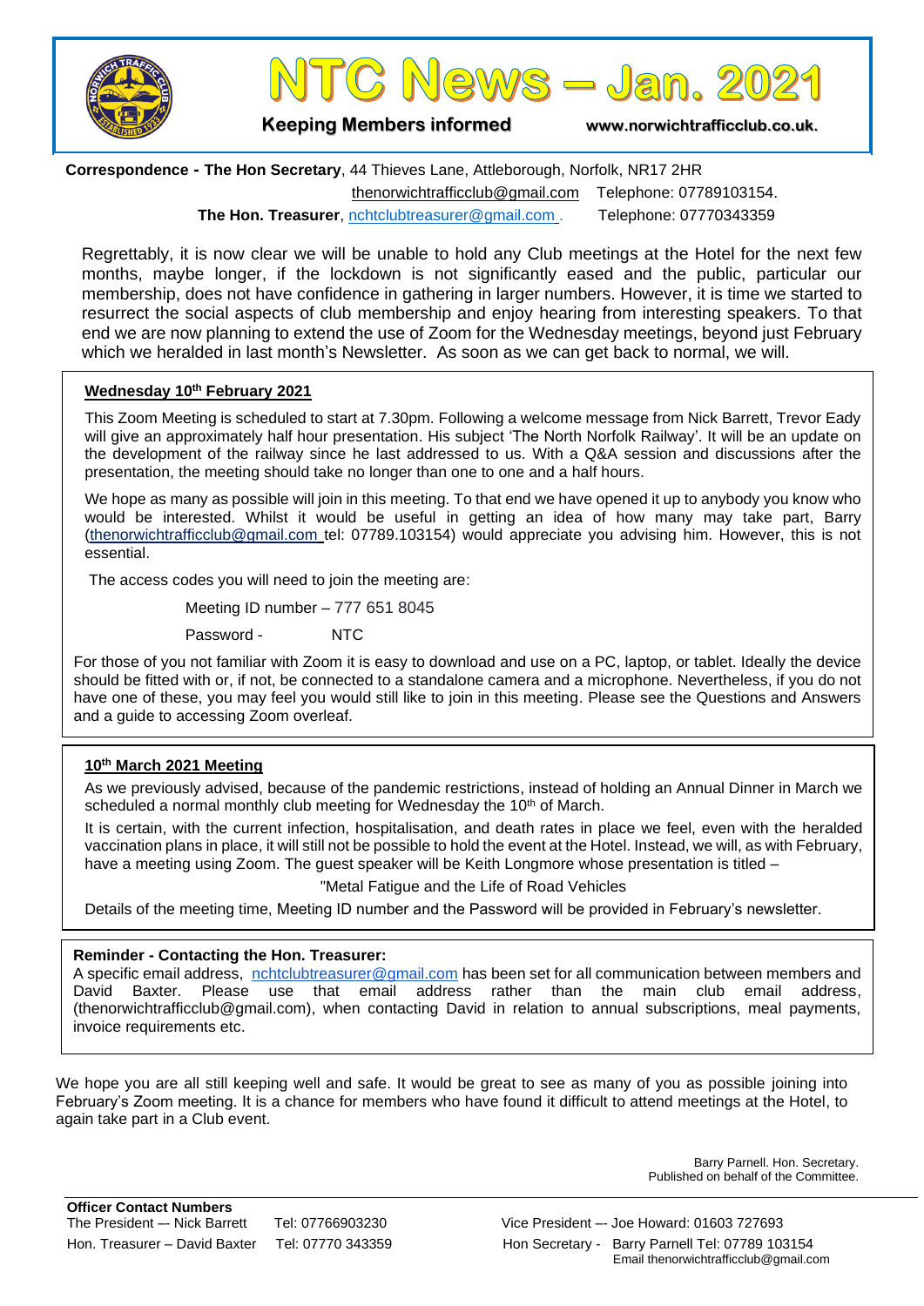# NTC News – Jan. 2021

**Keeping Members informed** www.norwichtrafficclub.co.uk.

**Correspondence - The Hon Secretary**, 44 Thieves Lane, Attleborough, Norfolk, NR17 2HR
thenorwichtrafficclub@gmail.com Telephone: 07789103154.
**The Hon. Treasurer**, nchtclubtreasurer@gmail.com . Telephone: 07770343359

Regrettably, it is now clear we will be unable to hold any Club meetings at the Hotel for the next few months, maybe longer, if the lockdown is not significantly eased and the public, particular our membership, does not have confidence in gathering in larger numbers. However, it is time we started to resurrect the social aspects of club membership and enjoy hearing from interesting speakers. To that end we are now planning to extend the use of Zoom for the Wednesday meetings, beyond just February which we heralded in last month's Newsletter. As soon as we can get back to normal, we will.

## Wednesday 10th February 2021

This Zoom Meeting is scheduled to start at 7.30pm. Following a welcome message from Nick Barrett, Trevor Eady will give an approximately half hour presentation. His subject 'The North Norfolk Railway'. It will be an update on the development of the railway since he last addressed to us. With a Q&A session and discussions after the presentation, the meeting should take no longer than one to one and a half hours.

We hope as many as possible will join in this meeting. To that end we have opened it up to anybody you know who would be interested. Whilst it would be useful in getting an idea of how many may take part, Barry (thenorwichtrafficclub@gmail.com tel: 07789.103154) would appreciate you advising him. However, this is not essential.

The access codes you will need to join the meeting are:

Meeting ID number – 777 651 8045

Password - NTC

For those of you not familiar with Zoom it is easy to download and use on a PC, laptop, or tablet. Ideally the device should be fitted with or, if not, be connected to a standalone camera and a microphone. Nevertheless, if you do not have one of these, you may feel you would still like to join in this meeting. Please see the Questions and Answers and a guide to accessing Zoom overleaf.

## 10th March 2021 Meeting

As we previously advised, because of the pandemic restrictions, instead of holding an Annual Dinner in March we scheduled a normal monthly club meeting for Wednesday the 10th of March.

It is certain, with the current infection, hospitalisation, and death rates in place we feel, even with the heralded vaccination plans in place, it will still not be possible to hold the event at the Hotel. Instead, we will, as with February, have a meeting using Zoom. The guest speaker will be Keith Longmore whose presentation is titled –

"Metal Fatigue and the Life of Road Vehicles

Details of the meeting time, Meeting ID number and the Password will be provided in February's newsletter.

**Reminder - Contacting the Hon. Treasurer:**

A specific email address, nchtclubtreasurer@gmail.com has been set for all communication between members and David Baxter. Please use that email address rather than the main club email address, (thenorwichtrafficclub@gmail.com), when contacting David in relation to annual subscriptions, meal payments, invoice requirements etc.

We hope you are all still keeping well and safe. It would be great to see as many of you as possible joining into February's Zoom meeting. It is a chance for members who have found it difficult to attend meetings at the Hotel, to again take part in a Club event.

Barry Parnell. Hon. Secretary.
Published on behalf of the Committee.

**Officer Contact Numbers**

The President –- Nick Barrett Tel: 07766903230
Vice President –- Joe Howard: 01603 727693
Hon. Treasurer – David Baxter Tel: 07770 343359
Hon Secretary - Barry Parnell Tel: 07789 103154
Email thenorwichtrafficclub@gmail.com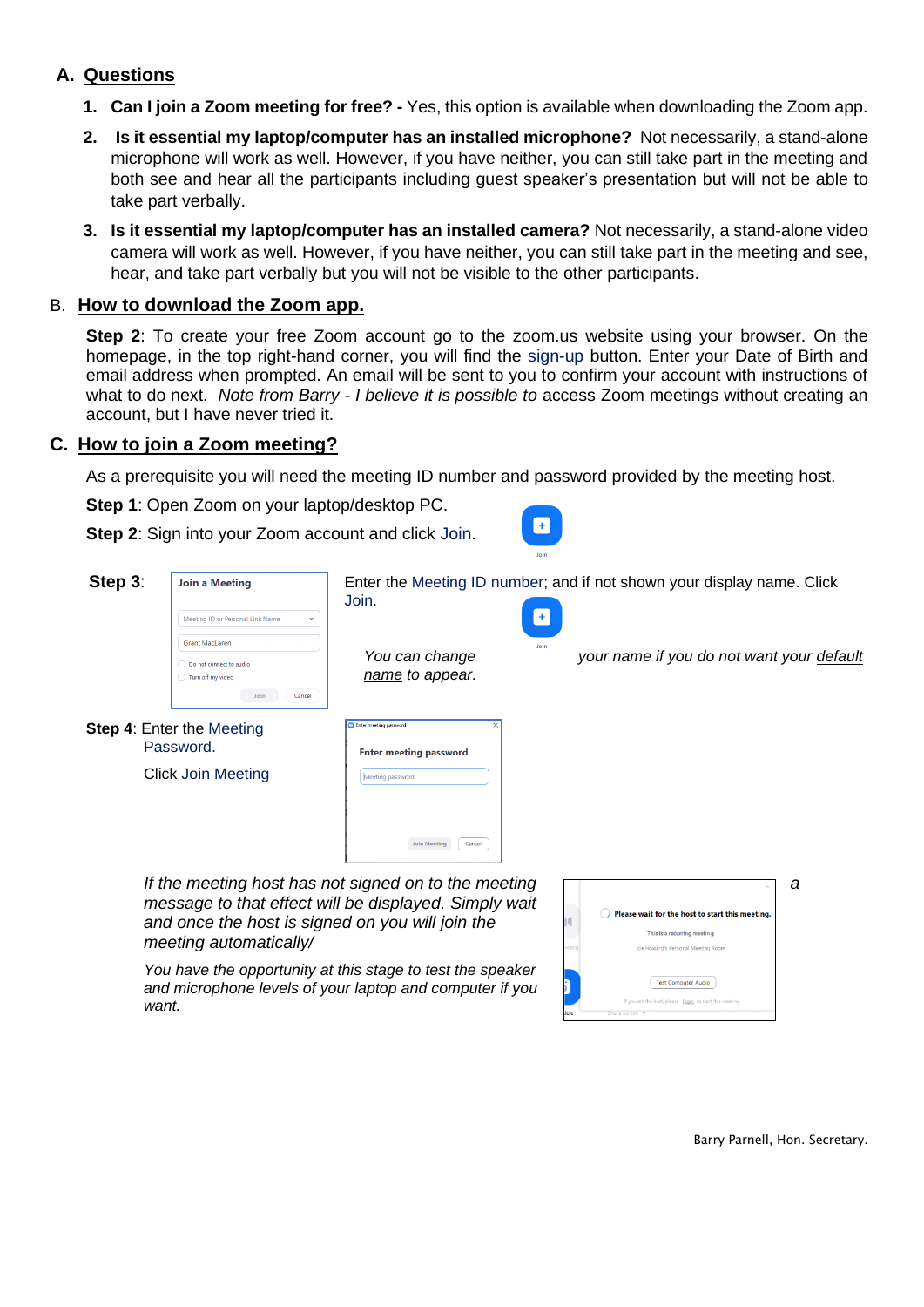## A. Questions

1. **Can I join a Zoom meeting for free? -** Yes, this option is available when downloading the Zoom app.
2. **Is it essential my laptop/computer has an installed microphone?** Not necessarily, a stand-alone microphone will work as well. However, if you have neither, you can still take part in the meeting and both see and hear all the participants including guest speaker's presentation but will not be able to take part verbally.
3. **Is it essential my laptop/computer has an installed camera?** Not necessarily, a stand-alone video camera will work as well. However, if you have neither, you can still take part in the meeting and see, hear, and take part verbally but you will not be visible to the other participants.

## B. How to download the Zoom app.

**Step 2**: To create your free Zoom account go to the zoom.us website using your browser. On the homepage, in the top right-hand corner, you will find the sign-up button. Enter your Date of Birth and email address when prompted. An email will be sent to you to confirm your account with instructions of what to do next. *Note from Barry - I believe it is possible to* access Zoom meetings without creating an account, but I have never tried it.

## C. How to join a Zoom meeting?

As a prerequisite you will need the meeting ID number and password provided by the meeting host.

**Step 1**: Open Zoom on your laptop/desktop PC.

**Step 2**: Sign into your Zoom account and click Join.

**Step 3**: Enter the Meeting ID number; and if not shown your display name. Click Join.

*You can change your name if you do not want your default name to appear.*

**Step 4**: Enter the Meeting Password.

Click Join Meeting

*If the meeting host has not signed on to the meeting a message to that effect will be displayed. Simply wait and once the host is signed on you will join the meeting automatically/*

*You have the opportunity at this stage to test the speaker and microphone levels of your laptop and computer if you want.*

Barry Parnell, Hon. Secretary.